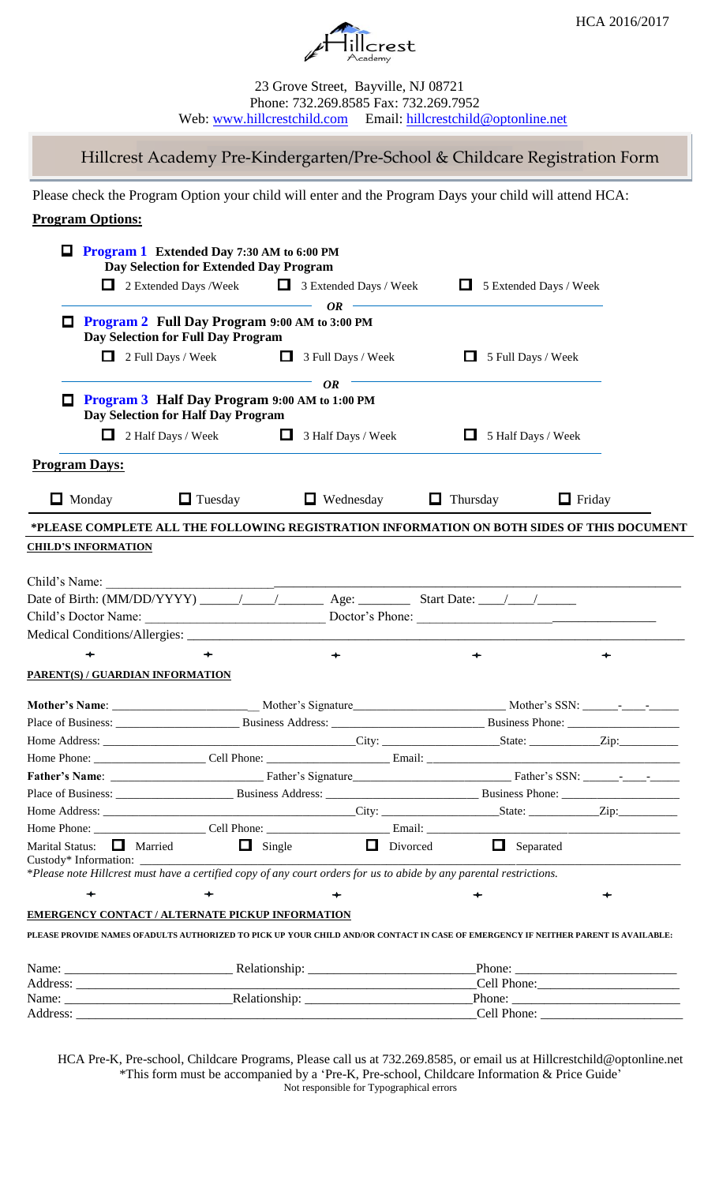HCA 2016/2017

Hillcrest Academy

23 Grove Street, Bayville, NJ 08721
Phone: 732.269.8585 Fax: 732.269.7952
Web: www.hillcrestchild.com Email: hillcrestchild@optonline.net

# Hillcrest Academy Pre-Kindergarten/Pre-School & Childcare Registration Form

Please check the Program Option your child will enter and the Program Days your child will attend HCA:

**Program Options:**

☐ **Program 1 Extended Day 7:30 AM to 6:00 PM**
**Day Selection for Extended Day Program**

☐ 2 Extended Days /Week ☐ 3 Extended Days / Week ☐ 5 Extended Days / Week

***OR***

☐ **Program 2 Full Day Program 9:00 AM to 3:00 PM**
**Day Selection for Full Day Program**

☐ 2 Full Days / Week ☐ 3 Full Days / Week ☐ 5 Full Days / Week

***OR***

☐ **Program 3 Half Day Program 9:00 AM to 1:00 PM**
**Day Selection for Half Day Program**

☐ 2 Half Days / Week ☐ 3 Half Days / Week ☐ 5 Half Days / Week

**Program Days:**

☐ Monday ☐ Tuesday ☐ Wednesday ☐ Thursday ☐ Friday

**\*PLEASE COMPLETE ALL THE FOLLOWING REGISTRATION INFORMATION ON BOTH SIDES OF THIS DOCUMENT**

**CHILD'S INFORMATION**

Child's Name: ____________________

Date of Birth: (MM/DD/YYYY) _____/_____/_______ Age: ________ Start Date: ____/____/______

Child's Doctor Name: ____________________ Doctor's Phone: ____________________

Medical Conditions/Allergies: ____________________

**PARENT(S) / GUARDIAN INFORMATION**

**Mother's Name**: ____________________ Mother's Signature____________________ Mother's SSN: ______-____-_____

Place of Business: ____________________ Business Address: ____________________ Business Phone: ____________________

Home Address: ____________________City: ____________________State: ___________Zip:_________

Home Phone: ____________________ Cell Phone: ____________________ Email: ____________________

**Father's Name**: ____________________ Father's Signature____________________ Father's SSN: ______-____-_____

Place of Business: ____________________ Business Address: ____________________ Business Phone: ____________________

Home Address: ____________________City: ____________________State: ___________Zip:_________

Home Phone: ____________________ Cell Phone: ____________________ Email: ____________________

Marital Status: ☐ Married ☐ Single ☐ Divorced ☐ Separated

Custody* Information: ____________________

*\*Please note Hillcrest must have a certified copy of any court orders for us to abide by any parental restrictions.*

**EMERGENCY CONTACT / ALTERNATE PICKUP INFORMATION**

**PLEASE PROVIDE NAMES OFADULTS AUTHORIZED TO PICK UP YOUR CHILD AND/OR CONTACT IN CASE OF EMERGENCY IF NEITHER PARENT IS AVAILABLE:**

Name: ____________________ Relationship: ____________________ Phone: ____________________

Address: ____________________ Cell Phone: ____________________

Name: ____________________ Relationship: ____________________ Phone: ____________________

Address: ____________________ Cell Phone: ____________________

HCA Pre-K, Pre-school, Childcare Programs, Please call us at 732.269.8585, or email us at Hillcrestchild@optonline.net
\*This form must be accompanied by a 'Pre-K, Pre-school, Childcare Information & Price Guide'
Not responsible for Typographical errors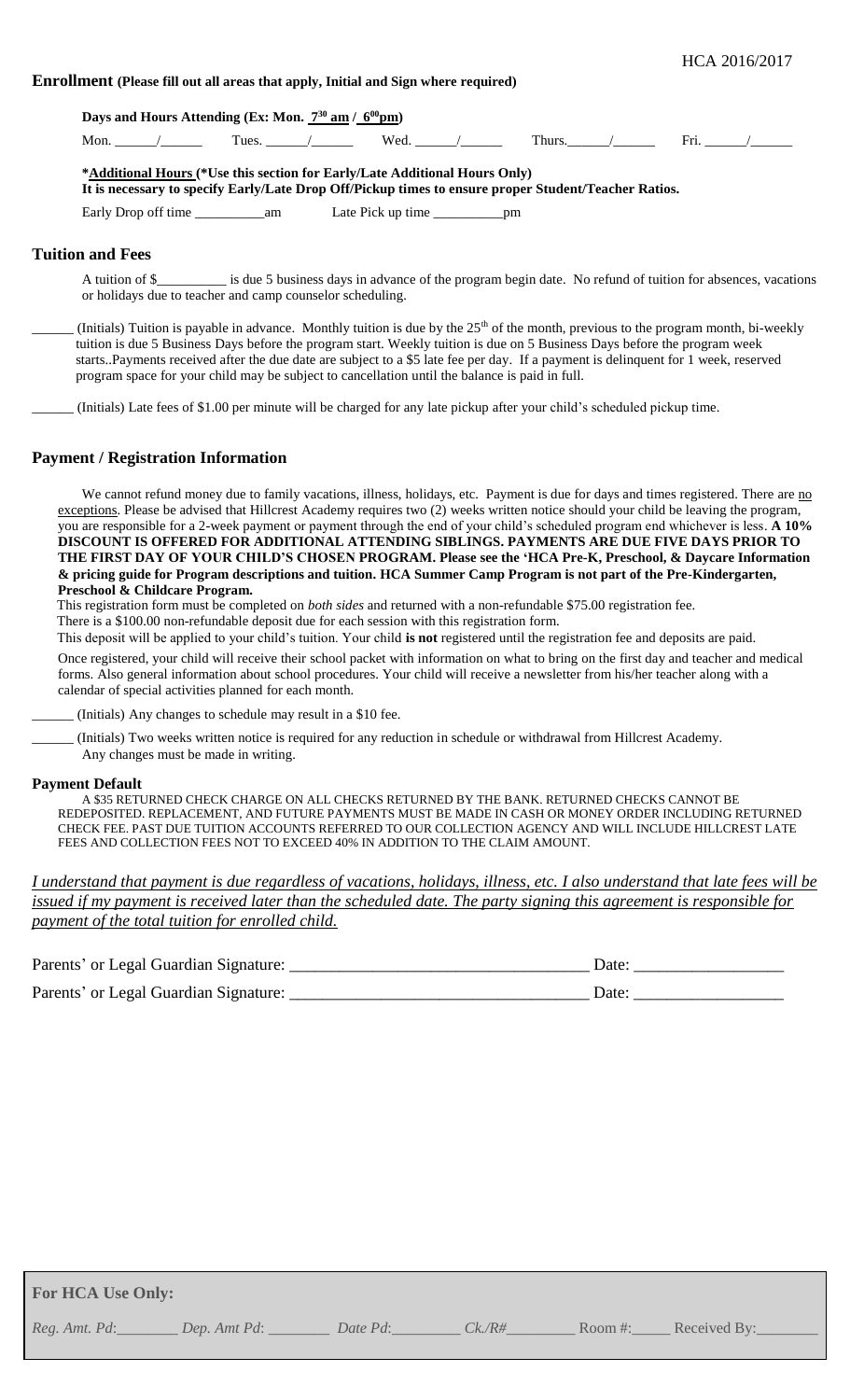## Enrollment (Please fill out all areas that apply, Initial and Sign where required)

**Days and Hours Attending (Ex: Mon. $7^{30}$ am / $6^{00}$pm)**

Mon. ______/______ Tues. ______/______ Wed. ______/______ Thurs.______/______ Fri. ______/______

**\*Additional Hours (\*Use this section for Early/Late Additional Hours Only)**
**It is necessary to specify Early/Late Drop Off/Pickup times to ensure proper Student/Teacher Ratios.**

Early Drop off time __________am Late Pick up time __________pm

## Tuition and Fees

A tuition of $__________ is due 5 business days in advance of the program begin date. No refund of tuition for absences, vacations or holidays due to teacher and camp counselor scheduling.

______ (Initials) Tuition is payable in advance. Monthly tuition is due by the 25th of the month, previous to the program month, bi-weekly tuition is due 5 Business Days before the program start. Weekly tuition is due on 5 Business Days before the program week starts..Payments received after the due date are subject to a $5 late fee per day. If a payment is delinquent for 1 week, reserved program space for your child may be subject to cancellation until the balance is paid in full.

______ (Initials) Late fees of $1.00 per minute will be charged for any late pickup after your child's scheduled pickup time.

## Payment / Registration Information

We cannot refund money due to family vacations, illness, holidays, etc. Payment is due for days and times registered. There are no exceptions. Please be advised that Hillcrest Academy requires two (2) weeks written notice should your child be leaving the program, you are responsible for a 2-week payment or payment through the end of your child's scheduled program end whichever is less. **A 10% DISCOUNT IS OFFERED FOR ADDITIONAL ATTENDING SIBLINGS. PAYMENTS ARE DUE FIVE DAYS PRIOR TO THE FIRST DAY OF YOUR CHILD'S CHOSEN PROGRAM. Please see the 'HCA Pre-K, Preschool, & Daycare Information & pricing guide for Program descriptions and tuition. HCA Summer Camp Program is not part of the Pre-Kindergarten, Preschool & Childcare Program.**

This registration form must be completed on *both sides* and returned with a non-refundable $75.00 registration fee.
There is a $100.00 non-refundable deposit due for each session with this registration form.
This deposit will be applied to your child's tuition. Your child **is not** registered until the registration fee and deposits are paid.

Once registered, your child will receive their school packet with information on what to bring on the first day and teacher and medical forms. Also general information about school procedures. Your child will receive a newsletter from his/her teacher along with a calendar of special activities planned for each month.

______ (Initials) Any changes to schedule may result in a $10 fee.

______ (Initials) Two weeks written notice is required for any reduction in schedule or withdrawal from Hillcrest Academy. Any changes must be made in writing.

### Payment Default

A $35 RETURNED CHECK CHARGE ON ALL CHECKS RETURNED BY THE BANK. RETURNED CHECKS CANNOT BE REDEPOSITED. REPLACEMENT, AND FUTURE PAYMENTS MUST BE MADE IN CASH OR MONEY ORDER INCLUDING RETURNED CHECK FEE. PAST DUE TUITION ACCOUNTS REFERRED TO OUR COLLECTION AGENCY AND WILL INCLUDE HILLCREST LATE FEES AND COLLECTION FEES NOT TO EXCEED 40% IN ADDITION TO THE CLAIM AMOUNT.

*I understand that payment is due regardless of vacations, holidays, illness, etc. I also understand that late fees will be issued if my payment is received later than the scheduled date. The party signing this agreement is responsible for payment of the total tuition for enrolled child.*

Parents' or Legal Guardian Signature: ___________________________________ Date: _________________

Parents' or Legal Guardian Signature: ___________________________________ Date: _________________

**For HCA Use Only:**

*Reg. Amt. Pd*:________ *Dep. Amt Pd*: ________ *Date Pd*:_________ *Ck./R#*_________ Room #:_____ Received By:________